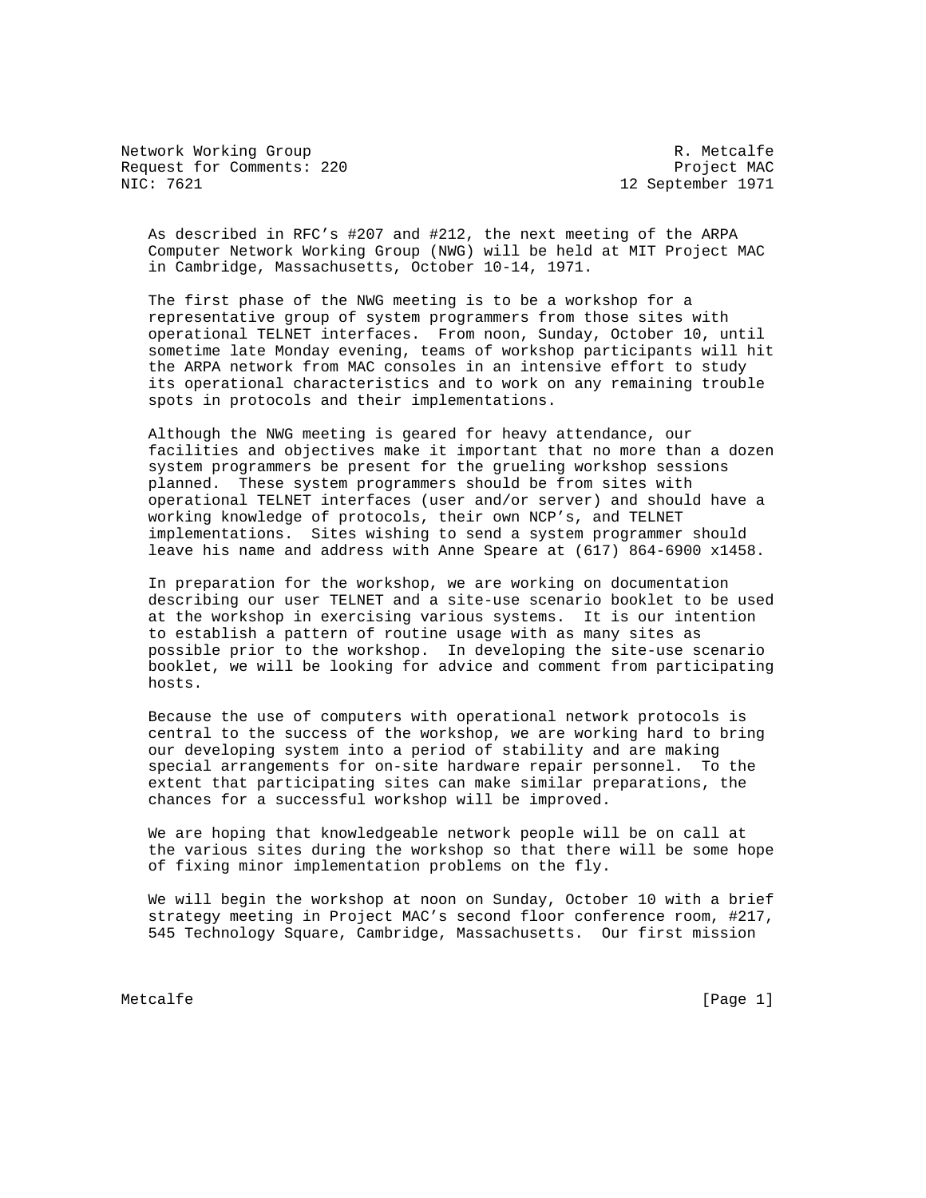Network Working Group R. Metcalfe
Request for Comments: 220 Project MAC
NIC: 7621 12 September 1971

As described in RFC's #207 and #212, the next meeting of the ARPA Computer Network Working Group (NWG) will be held at MIT Project MAC in Cambridge, Massachusetts, October 10-14, 1971.

The first phase of the NWG meeting is to be a workshop for a representative group of system programmers from those sites with operational TELNET interfaces. From noon, Sunday, October 10, until sometime late Monday evening, teams of workshop participants will hit the ARPA network from MAC consoles in an intensive effort to study its operational characteristics and to work on any remaining trouble spots in protocols and their implementations.

Although the NWG meeting is geared for heavy attendance, our facilities and objectives make it important that no more than a dozen system programmers be present for the grueling workshop sessions planned. These system programmers should be from sites with operational TELNET interfaces (user and/or server) and should have a working knowledge of protocols, their own NCP's, and TELNET implementations. Sites wishing to send a system programmer should leave his name and address with Anne Speare at (617) 864-6900 x1458.

In preparation for the workshop, we are working on documentation describing our user TELNET and a site-use scenario booklet to be used at the workshop in exercising various systems. It is our intention to establish a pattern of routine usage with as many sites as possible prior to the workshop. In developing the site-use scenario booklet, we will be looking for advice and comment from participating hosts.

Because the use of computers with operational network protocols is central to the success of the workshop, we are working hard to bring our developing system into a period of stability and are making special arrangements for on-site hardware repair personnel. To the extent that participating sites can make similar preparations, the chances for a successful workshop will be improved.

We are hoping that knowledgeable network people will be on call at the various sites during the workshop so that there will be some hope of fixing minor implementation problems on the fly.

We will begin the workshop at noon on Sunday, October 10 with a brief strategy meeting in Project MAC's second floor conference room, #217, 545 Technology Square, Cambridge, Massachusetts. Our first mission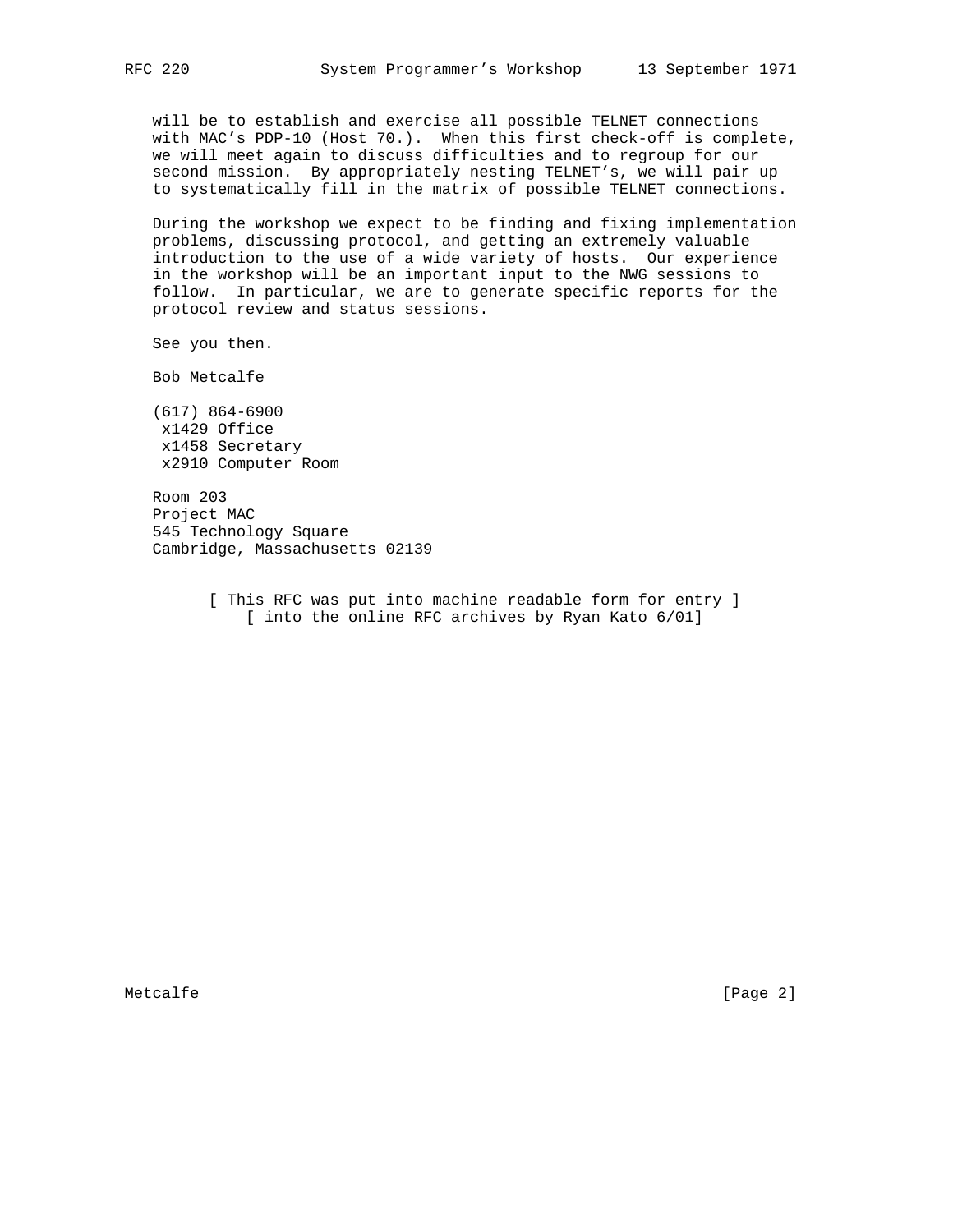will be to establish and exercise all possible TELNET connections with MAC’s PDP-10 (Host 70.). When this first check-off is complete, we will meet again to discuss difficulties and to regroup for our second mission. By appropriately nesting TELNET’s, we will pair up to systematically fill in the matrix of possible TELNET connections.

During the workshop we expect to be finding and fixing implementation problems, discussing protocol, and getting an extremely valuable introduction to the use of a wide variety of hosts. Our experience in the workshop will be an important input to the NWG sessions to follow. In particular, we are to generate specific reports for the protocol review and status sessions.

See you then.

Bob Metcalfe

(617) 864-6900
x1429 Office
x1458 Secretary
x2910 Computer Room

Room 203
Project MAC
545 Technology Square
Cambridge, Massachusetts 02139

[ This RFC was put into machine readable form for entry ]
[ into the online RFC archives by Ryan Kato 6/01]